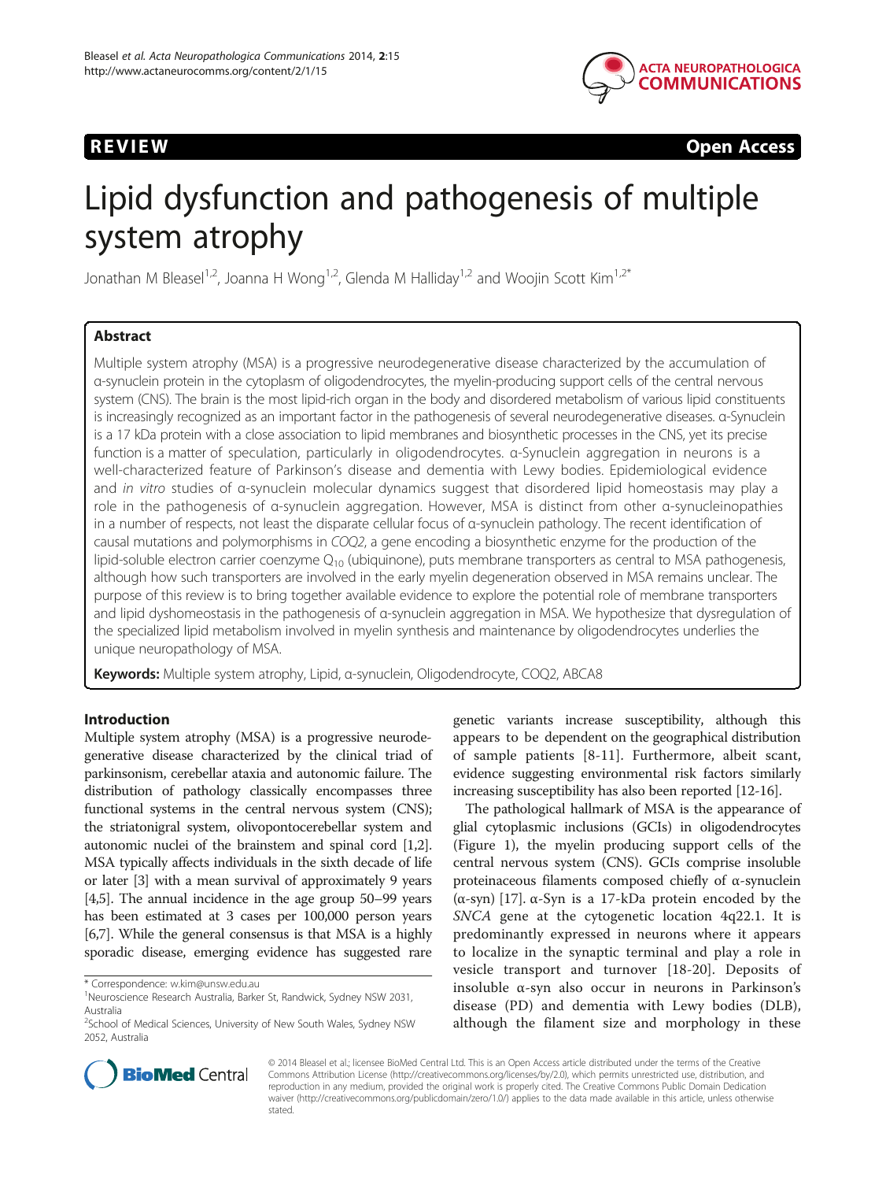REVIEW Open Access

# Lipid dysfunction and pathogenesis of multiple system atrophy

Jonathan M Bleasel[1,2], Joanna H Wong[1,2], Glenda M Halliday[1,2] and Woojin Scott Kim[1,2*]

## Abstract

Multiple system atrophy (MSA) is a progressive neurodegenerative disease characterized by the accumulation of α-synuclein protein in the cytoplasm of oligodendrocytes, the myelin-producing support cells of the central nervous system (CNS). The brain is the most lipid-rich organ in the body and disordered metabolism of various lipid constituents is increasingly recognized as an important factor in the pathogenesis of several neurodegenerative diseases. α-Synuclein is a 17 kDa protein with a close association to lipid membranes and biosynthetic processes in the CNS, yet its precise function is a matter of speculation, particularly in oligodendrocytes. α-Synuclein aggregation in neurons is a well-characterized feature of Parkinson's disease and dementia with Lewy bodies. Epidemiological evidence and *in vitro* studies of α-synuclein molecular dynamics suggest that disordered lipid homeostasis may play a role in the pathogenesis of α-synuclein aggregation. However, MSA is distinct from other α-synucleinopathies in a number of respects, not least the disparate cellular focus of α-synuclein pathology. The recent identification of causal mutations and polymorphisms in *COQ2*, a gene encoding a biosynthetic enzyme for the production of the lipid-soluble electron carrier coenzyme $Q_{10}$ (ubiquinone), puts membrane transporters as central to MSA pathogenesis, although how such transporters are involved in the early myelin degeneration observed in MSA remains unclear. The purpose of this review is to bring together available evidence to explore the potential role of membrane transporters and lipid dyshomeostasis in the pathogenesis of α-synuclein aggregation in MSA. We hypothesize that dysregulation of the specialized lipid metabolism involved in myelin synthesis and maintenance by oligodendrocytes underlies the unique neuropathology of MSA.

**Keywords:** Multiple system atrophy, Lipid, α-synuclein, Oligodendrocyte, COQ2, ABCA8

## Introduction

Multiple system atrophy (MSA) is a progressive neurodegenerative disease characterized by the clinical triad of parkinsonism, cerebellar ataxia and autonomic failure. The distribution of pathology classically encompasses three functional systems in the central nervous system (CNS); the striatonigral system, olivopontocerebellar system and autonomic nuclei of the brainstem and spinal cord [1,2]. MSA typically affects individuals in the sixth decade of life or later [3] with a mean survival of approximately 9 years [4,5]. The annual incidence in the age group 50–99 years has been estimated at 3 cases per 100,000 person years [6,7]. While the general consensus is that MSA is a highly sporadic disease, emerging evidence has suggested rare genetic variants increase susceptibility, although this appears to be dependent on the geographical distribution of sample patients [8-11]. Furthermore, albeit scant, evidence suggesting environmental risk factors similarly increasing susceptibility has also been reported [12-16].

The pathological hallmark of MSA is the appearance of glial cytoplasmic inclusions (GCIs) in oligodendrocytes (Figure 1), the myelin producing support cells of the central nervous system (CNS). GCIs comprise insoluble proteinaceous filaments composed chiefly of α-synuclein (α-syn) [17]. α-Syn is a 17-kDa protein encoded by the *SNCA* gene at the cytogenetic location 4q22.1. It is predominantly expressed in neurons where it appears to localize in the synaptic terminal and play a role in vesicle transport and turnover [18-20]. Deposits of insoluble α-syn also occur in neurons in Parkinson's disease (PD) and dementia with Lewy bodies (DLB), although the filament size and morphology in these

\* Correspondence: w.kim@unsw.edu.au
[1]Neuroscience Research Australia, Barker St, Randwick, Sydney NSW 2031, Australia
[2]School of Medical Sciences, University of New South Wales, Sydney NSW 2052, Australia

© 2014 Bleasel et al.; licensee BioMed Central Ltd. This is an Open Access article distributed under the terms of the Creative Commons Attribution License (http://creativecommons.org/licenses/by/2.0), which permits unrestricted use, distribution, and reproduction in any medium, provided the original work is properly cited. The Creative Commons Public Domain Dedication waiver (http://creativecommons.org/publicdomain/zero/1.0/) applies to the data made available in this article, unless otherwise stated.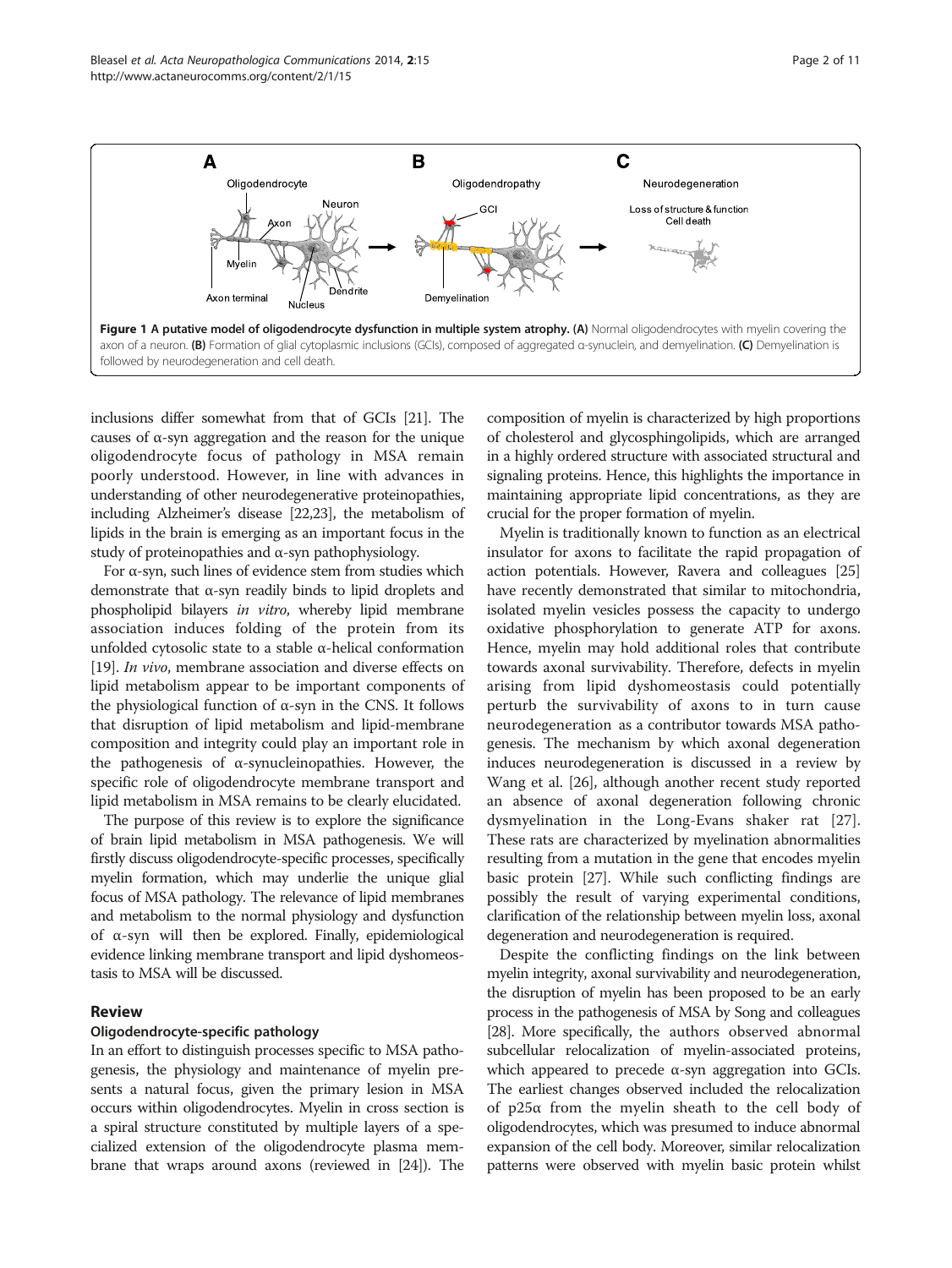A

Oligodendrocyte

Neuron

Axon

Myelin

Dendrite

Axon terminal

Nucleus

B

Oligodendropathy

GCI

Demyelination

C

Neurodegeneration

Loss of structure & function

Cell death

**Figure 1 A putative model of oligodendrocyte dysfunction in multiple system atrophy. (A)** Normal oligodendrocytes with myelin covering the axon of a neuron. **(B)** Formation of glial cytoplasmic inclusions (GCIs), composed of aggregated α-synuclein, and demyelination. **(C)** Demyelination is followed by neurodegeneration and cell death.

inclusions differ somewhat from that of GCIs [21]. The causes of α-syn aggregation and the reason for the unique oligodendrocyte focus of pathology in MSA remain poorly understood. However, in line with advances in understanding of other neurodegenerative proteinopathies, including Alzheimer's disease [22,23], the metabolism of lipids in the brain is emerging as an important focus in the study of proteinopathies and α-syn pathophysiology.

For α-syn, such lines of evidence stem from studies which demonstrate that α-syn readily binds to lipid droplets and phospholipid bilayers *in vitro*, whereby lipid membrane association induces folding of the protein from its unfolded cytosolic state to a stable α-helical conformation [19]. *In vivo*, membrane association and diverse effects on lipid metabolism appear to be important components of the physiological function of α-syn in the CNS. It follows that disruption of lipid metabolism and lipid-membrane composition and integrity could play an important role in the pathogenesis of α-synucleinopathies. However, the specific role of oligodendrocyte membrane transport and lipid metabolism in MSA remains to be clearly elucidated.

The purpose of this review is to explore the significance of brain lipid metabolism in MSA pathogenesis. We will firstly discuss oligodendrocyte-specific processes, specifically myelin formation, which may underlie the unique glial focus of MSA pathology. The relevance of lipid membranes and metabolism to the normal physiology and dysfunction of α-syn will then be explored. Finally, epidemiological evidence linking membrane transport and lipid dyshomeostasis to MSA will be discussed.

## Review

### Oligodendrocyte-specific pathology

In an effort to distinguish processes specific to MSA pathogenesis, the physiology and maintenance of myelin presents a natural focus, given the primary lesion in MSA occurs within oligodendrocytes. Myelin in cross section is a spiral structure constituted by multiple layers of a specialized extension of the oligodendrocyte plasma membrane that wraps around axons (reviewed in [24]). The composition of myelin is characterized by high proportions of cholesterol and glycosphingolipids, which are arranged in a highly ordered structure with associated structural and signaling proteins. Hence, this highlights the importance in maintaining appropriate lipid concentrations, as they are crucial for the proper formation of myelin.

Myelin is traditionally known to function as an electrical insulator for axons to facilitate the rapid propagation of action potentials. However, Ravera and colleagues [25] have recently demonstrated that similar to mitochondria, isolated myelin vesicles possess the capacity to undergo oxidative phosphorylation to generate ATP for axons. Hence, myelin may hold additional roles that contribute towards axonal survivability. Therefore, defects in myelin arising from lipid dyshomeostasis could potentially perturb the survivability of axons to in turn cause neurodegeneration as a contributor towards MSA pathogenesis. The mechanism by which axonal degeneration induces neurodegeneration is discussed in a review by Wang et al. [26], although another recent study reported an absence of axonal degeneration following chronic dysmyelination in the Long-Evans shaker rat [27]. These rats are characterized by myelination abnormalities resulting from a mutation in the gene that encodes myelin basic protein [27]. While such conflicting findings are possibly the result of varying experimental conditions, clarification of the relationship between myelin loss, axonal degeneration and neurodegeneration is required.

Despite the conflicting findings on the link between myelin integrity, axonal survivability and neurodegeneration, the disruption of myelin has been proposed to be an early process in the pathogenesis of MSA by Song and colleagues [28]. More specifically, the authors observed abnormal subcellular relocalization of myelin-associated proteins, which appeared to precede α-syn aggregation into GCIs. The earliest changes observed included the relocalization of p25α from the myelin sheath to the cell body of oligodendrocytes, which was presumed to induce abnormal expansion of the cell body. Moreover, similar relocalization patterns were observed with myelin basic protein whilst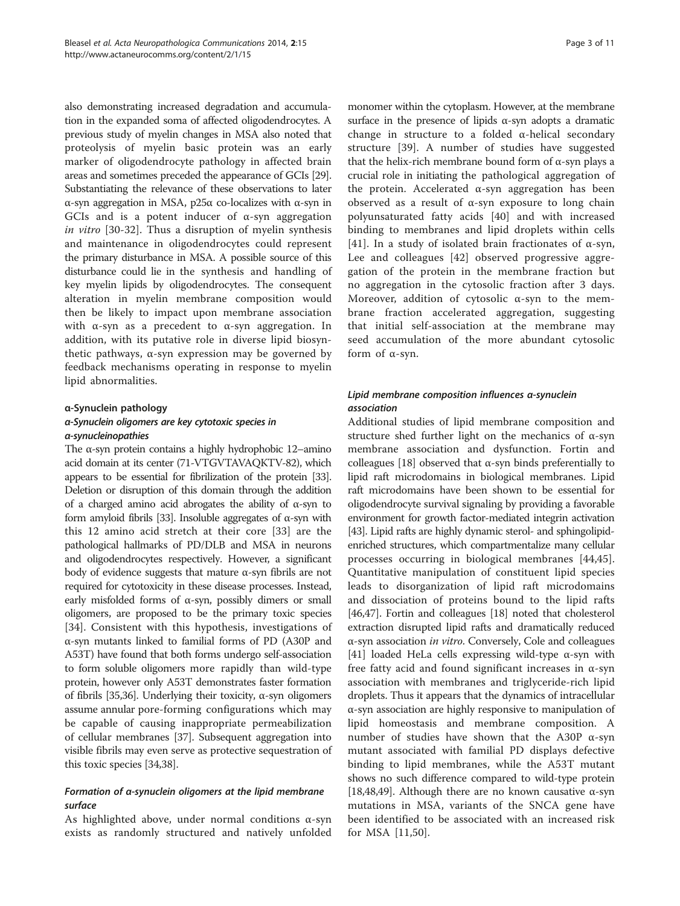also demonstrating increased degradation and accumulation in the expanded soma of affected oligodendrocytes. A previous study of myelin changes in MSA also noted that proteolysis of myelin basic protein was an early marker of oligodendrocyte pathology in affected brain areas and sometimes preceded the appearance of GCIs [29]. Substantiating the relevance of these observations to later α-syn aggregation in MSA, p25α co-localizes with α-syn in GCIs and is a potent inducer of α-syn aggregation *in vitro* [30-32]. Thus a disruption of myelin synthesis and maintenance in oligodendrocytes could represent the primary disturbance in MSA. A possible source of this disturbance could lie in the synthesis and handling of key myelin lipids by oligodendrocytes. The consequent alteration in myelin membrane composition would then be likely to impact upon membrane association with α-syn as a precedent to α-syn aggregation. In addition, with its putative role in diverse lipid biosynthetic pathways, α-syn expression may be governed by feedback mechanisms operating in response to myelin lipid abnormalities.

## α-Synuclein pathology

### *α-Synuclein oligomers are key cytotoxic species in α-synucleinopathies*

The α-syn protein contains a highly hydrophobic 12–amino acid domain at its center (71-VTGVTAVAQKTV-82), which appears to be essential for fibrilization of the protein [33]. Deletion or disruption of this domain through the addition of a charged amino acid abrogates the ability of α-syn to form amyloid fibrils [33]. Insoluble aggregates of α-syn with this 12 amino acid stretch at their core [33] are the pathological hallmarks of PD/DLB and MSA in neurons and oligodendrocytes respectively. However, a significant body of evidence suggests that mature α-syn fibrils are not required for cytotoxicity in these disease processes. Instead, early misfolded forms of α-syn, possibly dimers or small oligomers, are proposed to be the primary toxic species [34]. Consistent with this hypothesis, investigations of α-syn mutants linked to familial forms of PD (A30P and A53T) have found that both forms undergo self-association to form soluble oligomers more rapidly than wild-type protein, however only A53T demonstrates faster formation of fibrils [35,36]. Underlying their toxicity, α-syn oligomers assume annular pore-forming configurations which may be capable of causing inappropriate permeabilization of cellular membranes [37]. Subsequent aggregation into visible fibrils may even serve as protective sequestration of this toxic species [34,38].

### *Formation of α-synuclein oligomers at the lipid membrane surface*

As highlighted above, under normal conditions α-syn exists as randomly structured and natively unfolded monomer within the cytoplasm. However, at the membrane surface in the presence of lipids α-syn adopts a dramatic change in structure to a folded α-helical secondary structure [39]. A number of studies have suggested that the helix-rich membrane bound form of α-syn plays a crucial role in initiating the pathological aggregation of the protein. Accelerated α-syn aggregation has been observed as a result of α-syn exposure to long chain polyunsaturated fatty acids [40] and with increased binding to membranes and lipid droplets within cells [41]. In a study of isolated brain fractionates of α-syn, Lee and colleagues [42] observed progressive aggregation of the protein in the membrane fraction but no aggregation in the cytosolic fraction after 3 days. Moreover, addition of cytosolic α-syn to the membrane fraction accelerated aggregation, suggesting that initial self-association at the membrane may seed accumulation of the more abundant cytosolic form of α-syn.

### *Lipid membrane composition influences α-synuclein association*

Additional studies of lipid membrane composition and structure shed further light on the mechanics of α-syn membrane association and dysfunction. Fortin and colleagues [18] observed that α-syn binds preferentially to lipid raft microdomains in biological membranes. Lipid raft microdomains have been shown to be essential for oligodendrocyte survival signaling by providing a favorable environment for growth factor-mediated integrin activation [43]. Lipid rafts are highly dynamic sterol- and sphingolipid-enriched structures, which compartmentalize many cellular processes occurring in biological membranes [44,45]. Quantitative manipulation of constituent lipid species leads to disorganization of lipid raft microdomains and dissociation of proteins bound to the lipid rafts [46,47]. Fortin and colleagues [18] noted that cholesterol extraction disrupted lipid rafts and dramatically reduced α-syn association *in vitro*. Conversely, Cole and colleagues [41] loaded HeLa cells expressing wild-type α-syn with free fatty acid and found significant increases in α-syn association with membranes and triglyceride-rich lipid droplets. Thus it appears that the dynamics of intracellular α-syn association are highly responsive to manipulation of lipid homeostasis and membrane composition. A number of studies have shown that the A30P α-syn mutant associated with familial PD displays defective binding to lipid membranes, while the A53T mutant shows no such difference compared to wild-type protein [18,48,49]. Although there are no known causative α-syn mutations in MSA, variants of the SNCA gene have been identified to be associated with an increased risk for MSA [11,50].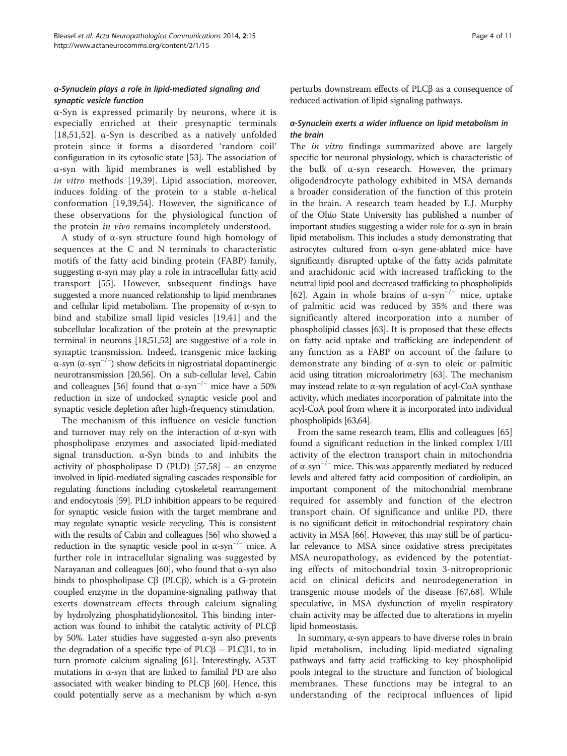### α-Synuclein plays a role in lipid-mediated signaling and synaptic vesicle function

α-Syn is expressed primarily by neurons, where it is especially enriched at their presynaptic terminals [18,51,52]. α-Syn is described as a natively unfolded protein since it forms a disordered 'random coil' configuration in its cytosolic state [53]. The association of α-syn with lipid membranes is well established by *in vitro* methods [19,39]. Lipid association, moreover, induces folding of the protein to a stable α-helical conformation [19,39,54]. However, the significance of these observations for the physiological function of the protein *in vivo* remains incompletely understood.

A study of α-syn structure found high homology of sequences at the C and N terminals to characteristic motifs of the fatty acid binding protein (FABP) family, suggesting α-syn may play a role in intracellular fatty acid transport [55]. However, subsequent findings have suggested a more nuanced relationship to lipid membranes and cellular lipid metabolism. The propensity of α-syn to bind and stabilize small lipid vesicles [19,41] and the subcellular localization of the protein at the presynaptic terminal in neurons [18,51,52] are suggestive of a role in synaptic transmission. Indeed, transgenic mice lacking α-syn (α-syn$^{-/-}$) show deficits in nigrostriatal dopaminergic neurotransmission [20,56]. On a sub-cellular level, Cabin and colleagues [56] found that α-syn$^{-/-}$ mice have a 50% reduction in size of undocked synaptic vesicle pool and synaptic vesicle depletion after high-frequency stimulation.

The mechanism of this influence on vesicle function and turnover may rely on the interaction of α-syn with phospholipase enzymes and associated lipid-mediated signal transduction. α-Syn binds to and inhibits the activity of phospholipase D (PLD) [57,58] – an enzyme involved in lipid-mediated signaling cascades responsible for regulating functions including cytoskeletal rearrangement and endocytosis [59]. PLD inhibition appears to be required for synaptic vesicle fusion with the target membrane and may regulate synaptic vesicle recycling. This is consistent with the results of Cabin and colleagues [56] who showed a reduction in the synaptic vesicle pool in α-syn$^{-/-}$ mice. A further role in intracellular signaling was suggested by Narayanan and colleagues [60], who found that α-syn also binds to phospholipase Cβ (PLCβ), which is a G-protein coupled enzyme in the dopamine-signaling pathway that exerts downstream effects through calcium signaling by hydrolyzing phosphatidylionositol. This binding interaction was found to inhibit the catalytic activity of PLCβ by 50%. Later studies have suggested α-syn also prevents the degradation of a specific type of PLCβ – PLCβ1, to in turn promote calcium signaling [61]. Interestingly, A53T mutations in α-syn that are linked to familial PD are also associated with weaker binding to PLCβ [60]. Hence, this could potentially serve as a mechanism by which α-syn perturbs downstream effects of PLCβ as a consequence of reduced activation of lipid signaling pathways.

### α-Synuclein exerts a wider influence on lipid metabolism in the brain

The *in vitro* findings summarized above are largely specific for neuronal physiology, which is characteristic of the bulk of α-syn research. However, the primary oligodendrocyte pathology exhibited in MSA demands a broader consideration of the function of this protein in the brain. A research team headed by E.J. Murphy of the Ohio State University has published a number of important studies suggesting a wider role for α-syn in brain lipid metabolism. This includes a study demonstrating that astrocytes cultured from α-syn gene-ablated mice have significantly disrupted uptake of the fatty acids palmitate and arachidonic acid with increased trafficking to the neutral lipid pool and decreased trafficking to phospholipids [62]. Again in whole brains of α-syn$^{-/-}$ mice, uptake of palmitic acid was reduced by 35% and there was significantly altered incorporation into a number of phospholipid classes [63]. It is proposed that these effects on fatty acid uptake and trafficking are independent of any function as a FABP on account of the failure to demonstrate any binding of α-syn to oleic or palmitic acid using titration microalorimetry [63]. The mechanism may instead relate to α-syn regulation of acyl-CoA synthase activity, which mediates incorporation of palmitate into the acyl-CoA pool from where it is incorporated into individual phospholipids [63,64].

From the same research team, Ellis and colleagues [65] found a significant reduction in the linked complex I/III activity of the electron transport chain in mitochondria of α-syn$^{-/-}$ mice. This was apparently mediated by reduced levels and altered fatty acid composition of cardiolipin, an important component of the mitochondrial membrane required for assembly and function of the electron transport chain. Of significance and unlike PD, there is no significant deficit in mitochondrial respiratory chain activity in MSA [66]. However, this may still be of particular relevance to MSA since oxidative stress precipitates MSA neuropathology, as evidenced by the potentiating effects of mitochondrial toxin 3-nitroproprionic acid on clinical deficits and neurodegeneration in transgenic mouse models of the disease [67,68]. While speculative, in MSA dysfunction of myelin respiratory chain activity may be affected due to alterations in myelin lipid homeostasis.

In summary, α-syn appears to have diverse roles in brain lipid metabolism, including lipid-mediated signaling pathways and fatty acid trafficking to key phospholipid pools integral to the structure and function of biological membranes. These functions may be integral to an understanding of the reciprocal influences of lipid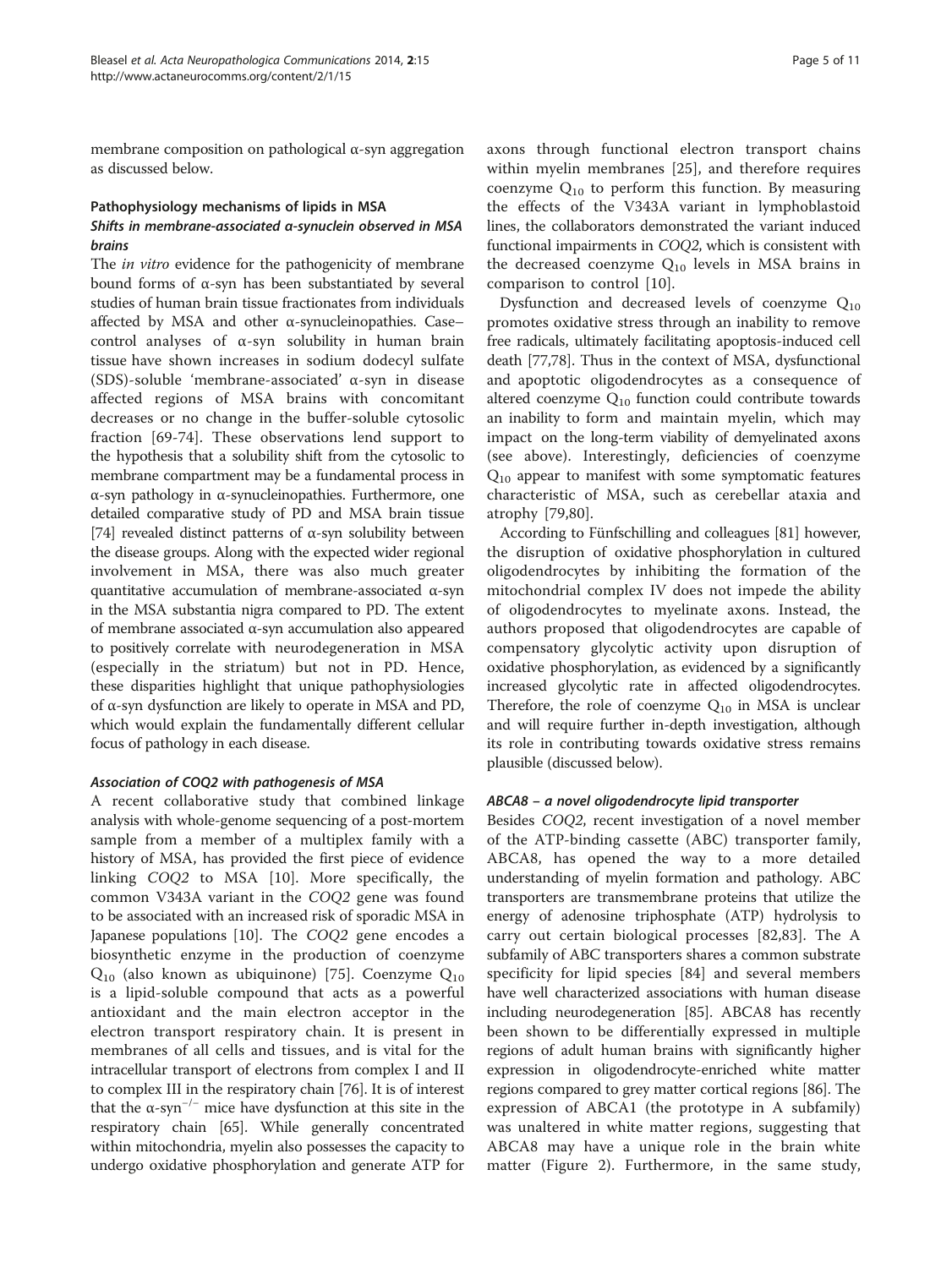membrane composition on pathological α-syn aggregation as discussed below.

## Pathophysiology mechanisms of lipids in MSA

### *Shifts in membrane-associated α-synuclein observed in MSA brains*

The *in vitro* evidence for the pathogenicity of membrane bound forms of α-syn has been substantiated by several studies of human brain tissue fractionates from individuals affected by MSA and other α-synucleinopathies. Case–control analyses of α-syn solubility in human brain tissue have shown increases in sodium dodecyl sulfate (SDS)-soluble 'membrane-associated' α-syn in disease affected regions of MSA brains with concomitant decreases or no change in the buffer-soluble cytosolic fraction [69-74]. These observations lend support to the hypothesis that a solubility shift from the cytosolic to membrane compartment may be a fundamental process in α-syn pathology in α-synucleinopathies. Furthermore, one detailed comparative study of PD and MSA brain tissue [74] revealed distinct patterns of α-syn solubility between the disease groups. Along with the expected wider regional involvement in MSA, there was also much greater quantitative accumulation of membrane-associated α-syn in the MSA substantia nigra compared to PD. The extent of membrane associated α-syn accumulation also appeared to positively correlate with neurodegeneration in MSA (especially in the striatum) but not in PD. Hence, these disparities highlight that unique pathophysiologies of α-syn dysfunction are likely to operate in MSA and PD, which would explain the fundamentally different cellular focus of pathology in each disease.

### *Association of COQ2 with pathogenesis of MSA*

A recent collaborative study that combined linkage analysis with whole-genome sequencing of a post-mortem sample from a member of a multiplex family with a history of MSA, has provided the first piece of evidence linking *COQ2* to MSA [10]. More specifically, the common V343A variant in the *COQ2* gene was found to be associated with an increased risk of sporadic MSA in Japanese populations [10]. The *COQ2* gene encodes a biosynthetic enzyme in the production of coenzyme $Q_{10}$ (also known as ubiquinone) [75]. Coenzyme $Q_{10}$ is a lipid-soluble compound that acts as a powerful antioxidant and the main electron acceptor in the electron transport respiratory chain. It is present in membranes of all cells and tissues, and is vital for the intracellular transport of electrons from complex I and II to complex III in the respiratory chain [76]. It is of interest that the α-syn$^{-/-}$ mice have dysfunction at this site in the respiratory chain [65]. While generally concentrated within mitochondria, myelin also possesses the capacity to undergo oxidative phosphorylation and generate ATP for axons through functional electron transport chains within myelin membranes [25], and therefore requires coenzyme $Q_{10}$ to perform this function. By measuring the effects of the V343A variant in lymphoblastoid lines, the collaborators demonstrated the variant induced functional impairments in *COQ2*, which is consistent with the decreased coenzyme $Q_{10}$ levels in MSA brains in comparison to control [10].

Dysfunction and decreased levels of coenzyme $Q_{10}$ promotes oxidative stress through an inability to remove free radicals, ultimately facilitating apoptosis-induced cell death [77,78]. Thus in the context of MSA, dysfunctional and apoptotic oligodendrocytes as a consequence of altered coenzyme $Q_{10}$ function could contribute towards an inability to form and maintain myelin, which may impact on the long-term viability of demyelinated axons (see above). Interestingly, deficiencies of coenzyme $Q_{10}$ appear to manifest with some symptomatic features characteristic of MSA, such as cerebellar ataxia and atrophy [79,80].

According to Fünfschilling and colleagues [81] however, the disruption of oxidative phosphorylation in cultured oligodendrocytes by inhibiting the formation of the mitochondrial complex IV does not impede the ability of oligodendrocytes to myelinate axons. Instead, the authors proposed that oligodendrocytes are capable of compensatory glycolytic activity upon disruption of oxidative phosphorylation, as evidenced by a significantly increased glycolytic rate in affected oligodendrocytes. Therefore, the role of coenzyme $Q_{10}$ in MSA is unclear and will require further in-depth investigation, although its role in contributing towards oxidative stress remains plausible (discussed below).

### *ABCA8 – a novel oligodendrocyte lipid transporter*

Besides *COQ2*, recent investigation of a novel member of the ATP-binding cassette (ABC) transporter family, ABCA8, has opened the way to a more detailed understanding of myelin formation and pathology. ABC transporters are transmembrane proteins that utilize the energy of adenosine triphosphate (ATP) hydrolysis to carry out certain biological processes [82,83]. The A subfamily of ABC transporters shares a common substrate specificity for lipid species [84] and several members have well characterized associations with human disease including neurodegeneration [85]. ABCA8 has recently been shown to be differentially expressed in multiple regions of adult human brains with significantly higher expression in oligodendrocyte-enriched white matter regions compared to grey matter cortical regions [86]. The expression of ABCA1 (the prototype in A subfamily) was unaltered in white matter regions, suggesting that ABCA8 may have a unique role in the brain white matter (Figure 2). Furthermore, in the same study,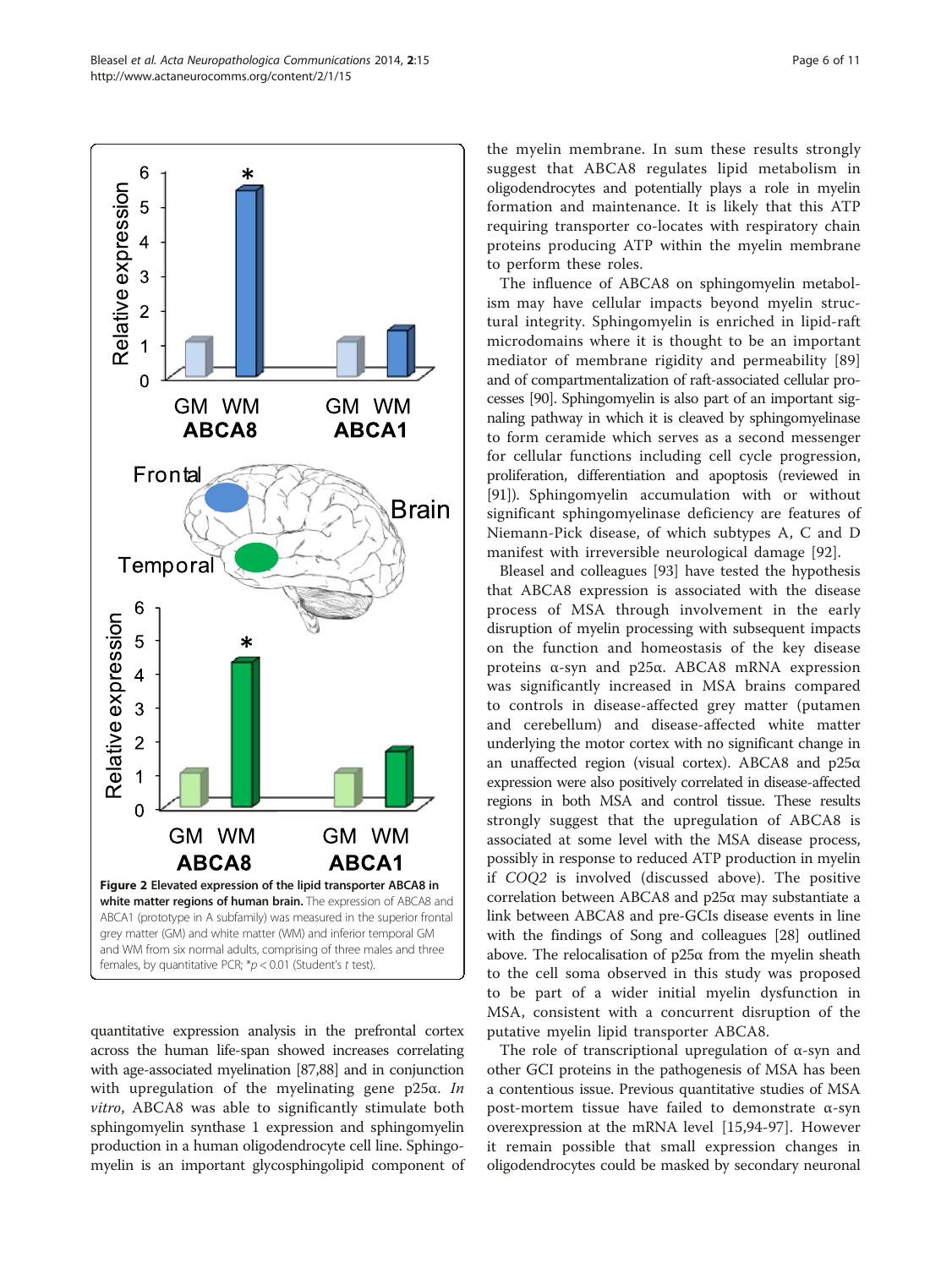**Figure 2 Elevated expression of the lipid transporter ABCA8 in white matter regions of human brain.** The expression of ABCA8 and ABCA1 (prototype in A subfamily) was measured in the superior frontal grey matter (GM) and white matter (WM) and inferior temporal GM and WM from six normal adults, comprising of three males and three females, by quantitative PCR; *$p < 0.01$ (Student's $t$ test).

quantitative expression analysis in the prefrontal cortex across the human life-span showed increases correlating with age-associated myelination [87,88] and in conjunction with upregulation of the myelinating gene p25α. *In vitro*, ABCA8 was able to significantly stimulate both sphingomyelin synthase 1 expression and sphingomyelin production in a human oligodendrocyte cell line. Sphingomyelin is an important glycosphingolipid component of the myelin membrane. In sum these results strongly suggest that ABCA8 regulates lipid metabolism in oligodendrocytes and potentially plays a role in myelin formation and maintenance. It is likely that this ATP requiring transporter co-locates with respiratory chain proteins producing ATP within the myelin membrane to perform these roles.

The influence of ABCA8 on sphingomyelin metabolism may have cellular impacts beyond myelin structural integrity. Sphingomyelin is enriched in lipid-raft microdomains where it is thought to be an important mediator of membrane rigidity and permeability [89] and of compartmentalization of raft-associated cellular processes [90]. Sphingomyelin is also part of an important signaling pathway in which it is cleaved by sphingomyelinase to form ceramide which serves as a second messenger for cellular functions including cell cycle progression, proliferation, differentiation and apoptosis (reviewed in [91]). Sphingomyelin accumulation with or without significant sphingomyelinase deficiency are features of Niemann-Pick disease, of which subtypes A, C and D manifest with irreversible neurological damage [92].

Bleasel and colleagues [93] have tested the hypothesis that ABCA8 expression is associated with the disease process of MSA through involvement in the early disruption of myelin processing with subsequent impacts on the function and homeostasis of the key disease proteins α-syn and p25α. ABCA8 mRNA expression was significantly increased in MSA brains compared to controls in disease-affected grey matter (putamen and cerebellum) and disease-affected white matter underlying the motor cortex with no significant change in an unaffected region (visual cortex). ABCA8 and p25α expression were also positively correlated in disease-affected regions in both MSA and control tissue. These results strongly suggest that the upregulation of ABCA8 is associated at some level with the MSA disease process, possibly in response to reduced ATP production in myelin if *COQ2* is involved (discussed above). The positive correlation between ABCA8 and p25α may substantiate a link between ABCA8 and pre-GCIs disease events in line with the findings of Song and colleagues [28] outlined above. The relocalisation of p25α from the myelin sheath to the cell soma observed in this study was proposed to be part of a wider initial myelin dysfunction in MSA, consistent with a concurrent disruption of the putative myelin lipid transporter ABCA8.

The role of transcriptional upregulation of α-syn and other GCI proteins in the pathogenesis of MSA has been a contentious issue. Previous quantitative studies of MSA post-mortem tissue have failed to demonstrate α-syn overexpression at the mRNA level [15,94-97]. However it remain possible that small expression changes in oligodendrocytes could be masked by secondary neuronal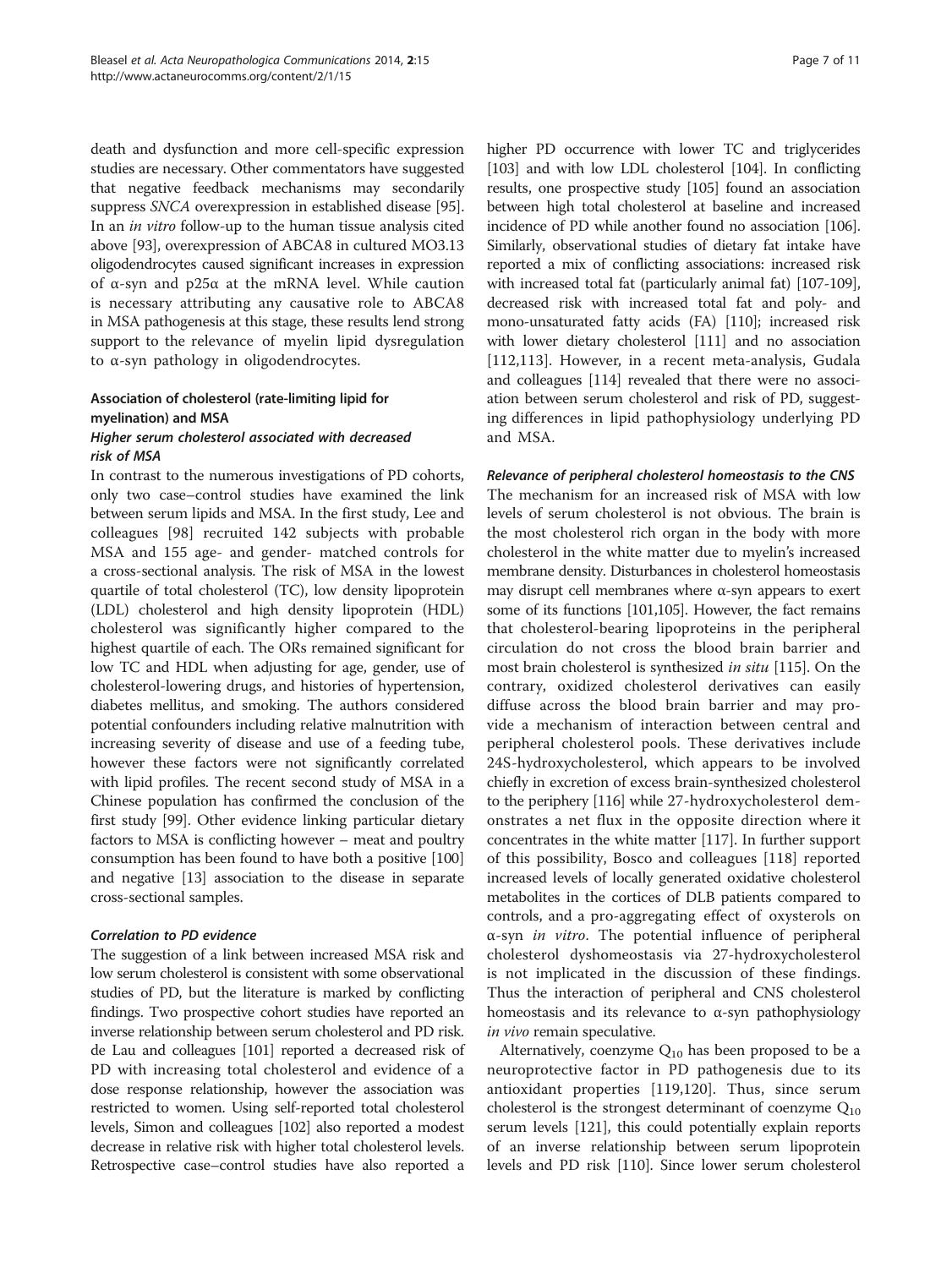death and dysfunction and more cell-specific expression studies are necessary. Other commentators have suggested that negative feedback mechanisms may secondarily suppress *SNCA* overexpression in established disease [95]. In an *in vitro* follow-up to the human tissue analysis cited above [93], overexpression of ABCA8 in cultured MO3.13 oligodendrocytes caused significant increases in expression of α-syn and p25α at the mRNA level. While caution is necessary attributing any causative role to ABCA8 in MSA pathogenesis at this stage, these results lend strong support to the relevance of myelin lipid dysregulation to α-syn pathology in oligodendrocytes.

### Association of cholesterol (rate-limiting lipid for myelination) and MSA

#### *Higher serum cholesterol associated with decreased risk of MSA*

In contrast to the numerous investigations of PD cohorts, only two case–control studies have examined the link between serum lipids and MSA. In the first study, Lee and colleagues [98] recruited 142 subjects with probable MSA and 155 age- and gender- matched controls for a cross-sectional analysis. The risk of MSA in the lowest quartile of total cholesterol (TC), low density lipoprotein (LDL) cholesterol and high density lipoprotein (HDL) cholesterol was significantly higher compared to the highest quartile of each. The ORs remained significant for low TC and HDL when adjusting for age, gender, use of cholesterol-lowering drugs, and histories of hypertension, diabetes mellitus, and smoking. The authors considered potential confounders including relative malnutrition with increasing severity of disease and use of a feeding tube, however these factors were not significantly correlated with lipid profiles. The recent second study of MSA in a Chinese population has confirmed the conclusion of the first study [99]. Other evidence linking particular dietary factors to MSA is conflicting however – meat and poultry consumption has been found to have both a positive [100] and negative [13] association to the disease in separate cross-sectional samples.

#### *Correlation to PD evidence*

The suggestion of a link between increased MSA risk and low serum cholesterol is consistent with some observational studies of PD, but the literature is marked by conflicting findings. Two prospective cohort studies have reported an inverse relationship between serum cholesterol and PD risk. de Lau and colleagues [101] reported a decreased risk of PD with increasing total cholesterol and evidence of a dose response relationship, however the association was restricted to women. Using self-reported total cholesterol levels, Simon and colleagues [102] also reported a modest decrease in relative risk with higher total cholesterol levels. Retrospective case–control studies have also reported a higher PD occurrence with lower TC and triglycerides [103] and with low LDL cholesterol [104]. In conflicting results, one prospective study [105] found an association between high total cholesterol at baseline and increased incidence of PD while another found no association [106]. Similarly, observational studies of dietary fat intake have reported a mix of conflicting associations: increased risk with increased total fat (particularly animal fat) [107-109], decreased risk with increased total fat and poly- and mono-unsaturated fatty acids (FA) [110]; increased risk with lower dietary cholesterol [111] and no association [112,113]. However, in a recent meta-analysis, Gudala and colleagues [114] revealed that there were no association between serum cholesterol and risk of PD, suggesting differences in lipid pathophysiology underlying PD and MSA.

#### *Relevance of peripheral cholesterol homeostasis to the CNS*

The mechanism for an increased risk of MSA with low levels of serum cholesterol is not obvious. The brain is the most cholesterol rich organ in the body with more cholesterol in the white matter due to myelin's increased membrane density. Disturbances in cholesterol homeostasis may disrupt cell membranes where α-syn appears to exert some of its functions [101,105]. However, the fact remains that cholesterol-bearing lipoproteins in the peripheral circulation do not cross the blood brain barrier and most brain cholesterol is synthesized *in situ* [115]. On the contrary, oxidized cholesterol derivatives can easily diffuse across the blood brain barrier and may provide a mechanism of interaction between central and peripheral cholesterol pools. These derivatives include 24S-hydroxycholesterol, which appears to be involved chiefly in excretion of excess brain-synthesized cholesterol to the periphery [116] while 27-hydroxycholesterol demonstrates a net flux in the opposite direction where it concentrates in the white matter [117]. In further support of this possibility, Bosco and colleagues [118] reported increased levels of locally generated oxidative cholesterol metabolites in the cortices of DLB patients compared to controls, and a pro-aggregating effect of oxysterols on α-syn *in vitro*. The potential influence of peripheral cholesterol dyshomeostasis via 27-hydroxycholesterol is not implicated in the discussion of these findings. Thus the interaction of peripheral and CNS cholesterol homeostasis and its relevance to α-syn pathophysiology *in vivo* remain speculative.

Alternatively, coenzyme $Q_{10}$ has been proposed to be a neuroprotective factor in PD pathogenesis due to its antioxidant properties [119,120]. Thus, since serum cholesterol is the strongest determinant of coenzyme $Q_{10}$ serum levels [121], this could potentially explain reports of an inverse relationship between serum lipoprotein levels and PD risk [110]. Since lower serum cholesterol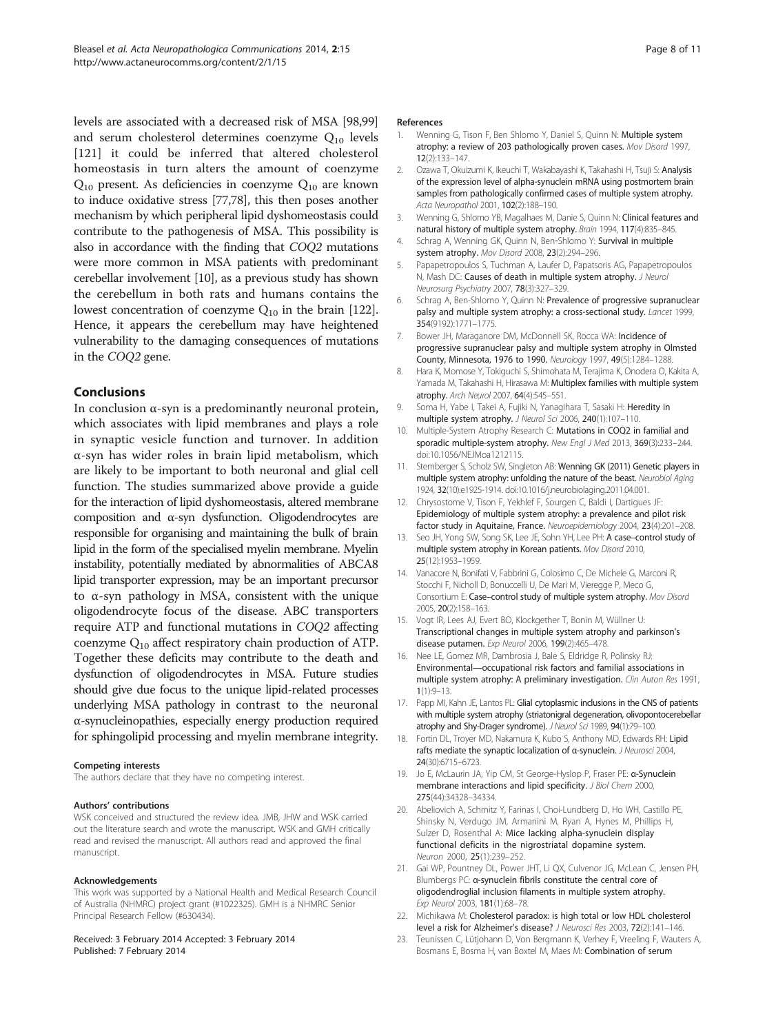levels are associated with a decreased risk of MSA [98,99] and serum cholesterol determines coenzyme $Q_{10}$ levels [121] it could be inferred that altered cholesterol homeostasis in turn alters the amount of coenzyme $Q_{10}$ present. As deficiencies in coenzyme $Q_{10}$ are known to induce oxidative stress [77,78], this then poses another mechanism by which peripheral lipid dyshomeostasis could contribute to the pathogenesis of MSA. This possibility is also in accordance with the finding that *COQ2* mutations were more common in MSA patients with predominant cerebellar involvement [10], as a previous study has shown the cerebellum in both rats and humans contains the lowest concentration of coenzyme $Q_{10}$ in the brain [122]. Hence, it appears the cerebellum may have heightened vulnerability to the damaging consequences of mutations in the *COQ2* gene.

## Conclusions

In conclusion α-syn is a predominantly neuronal protein, which associates with lipid membranes and plays a role in synaptic vesicle function and turnover. In addition α-syn has wider roles in brain lipid metabolism, which are likely to be important to both neuronal and glial cell function. The studies summarized above provide a guide for the interaction of lipid dyshomeostasis, altered membrane composition and α-syn dysfunction. Oligodendrocytes are responsible for organising and maintaining the bulk of brain lipid in the form of the specialised myelin membrane. Myelin instability, potentially mediated by abnormalities of ABCA8 lipid transporter expression, may be an important precursor to α-syn pathology in MSA, consistent with the unique oligodendrocyte focus of the disease. ABC transporters require ATP and functional mutations in *COQ2* affecting coenzyme $Q_{10}$ affect respiratory chain production of ATP. Together these deficits may contribute to the death and dysfunction of oligodendrocytes in MSA. Future studies should give due focus to the unique lipid-related processes underlying MSA pathology in contrast to the neuronal α-synucleinopathies, especially energy production required for sphingolipid processing and myelin membrane integrity.

#### Competing interests

The authors declare that they have no competing interest.

#### Authors' contributions

WSK conceived and structured the review idea. JMB, JHW and WSK carried out the literature search and wrote the manuscript. WSK and GMH critically read and revised the manuscript. All authors read and approved the final manuscript.

#### Acknowledgements

This work was supported by a National Health and Medical Research Council of Australia (NHMRC) project grant (#1022325). GMH is a NHMRC Senior Principal Research Fellow (#630434).

Received: 3 February 2014 Accepted: 3 February 2014
Published: 7 February 2014

#### References

1. Wenning G, Tison F, Ben Shlomo Y, Daniel S, Quinn N: **Multiple system atrophy: a review of 203 pathologically proven cases.** *Mov Disord* 1997, **12**(2):133–147.
2. Ozawa T, Okuizumi K, Ikeuchi T, Wakabayashi K, Takahashi H, Tsuji S: **Analysis of the expression level of alpha-synuclein mRNA using postmortem brain samples from pathologically confirmed cases of multiple system atrophy.** *Acta Neuropathol* 2001, **102**(2):188–190.
3. Wenning G, Shlomo YB, Magalhaes M, Danie S, Quinn N: **Clinical features and natural history of multiple system atrophy.** *Brain* 1994, **117**(4):835–845.
4. Schrag A, Wenning GK, Quinn N, Ben-Shlomo Y: **Survival in multiple system atrophy.** *Mov Disord* 2008, **23**(2):294–296.
5. Papapetropoulos S, Tuchman A, Laufer D, Papatsoris AG, Papapetropoulos N, Mash DC: **Causes of death in multiple system atrophy.** *J Neurol Neurosurg Psychiatry* 2007, **78**(3):327–329.
6. Schrag A, Ben-Shlomo Y, Quinn N: **Prevalence of progressive supranuclear palsy and multiple system atrophy: a cross-sectional study.** *Lancet* 1999, **354**(9192):1771–1775.
7. Bower JH, Maraganore DM, McDonnell SK, Rocca WA: **Incidence of progressive supranuclear palsy and multiple system atrophy in Olmsted County, Minnesota, 1976 to 1990.** *Neurology* 1997, **49**(5):1284–1288.
8. Hara K, Momose Y, Tokiguchi S, Shimohata M, Terajima K, Onodera O, Kakita A, Yamada M, Takahashi H, Hirasawa M: **Multiplex families with multiple system atrophy.** *Arch Neurol* 2007, **64**(4):545–551.
9. Soma H, Yabe I, Takei A, Fujiki N, Yanagihara T, Sasaki H: **Heredity in multiple system atrophy.** *J Neurol Sci* 2006, **240**(1):107–110.
10. Multiple-System Atrophy Research C: **Mutations in COQ2 in familial and sporadic multiple-system atrophy.** *New Engl J Med* 2013, **369**(3):233–244. doi:10.1056/NEJMoa1212115.
11. Stemberger S, Scholz SW, Singleton AB: **Wenning GK (2011) Genetic players in multiple system atrophy: unfolding the nature of the beast.** *Neurobiol Aging* 1924, **32**(10):e1925-1914. doi:10.1016/j.neurobiolaging.2011.04.001.
12. Chrysostome V, Tison F, Yekhlef F, Sourgen C, Baldi I, Dartigues JF: **Epidemiology of multiple system atrophy: a prevalence and pilot risk factor study in Aquitaine, France.** *Neuroepidemiology* 2004, **23**(4):201–208.
13. Seo JH, Yong SW, Song SK, Lee JE, Sohn YH, Lee PH: **A case–control study of multiple system atrophy in Korean patients.** *Mov Disord* 2010, **25**(12):1953–1959.
14. Vanacore N, Bonifati V, Fabbrini G, Colosimo C, De Michele G, Marconi R, Stocchi F, Nicholl D, Bonuccelli U, De Mari M, Vieregge P, Meco G, Consortium E: **Case–control study of multiple system atrophy.** *Mov Disord* 2005, **20**(2):158–163.
15. Vogt IR, Lees AJ, Evert BO, Klockgether T, Bonin M, Wüllner U: **Transcriptional changes in multiple system atrophy and parkinson's disease putamen.** *Exp Neurol* 2006, **199**(2):465–478.
16. Nee LE, Gomez MR, Dambrosia J, Bale S, Eldridge R, Polinsky RJ: **Environmental—occupational risk factors and familial associations in multiple system atrophy: A preliminary investigation.** *Clin Auton Res* 1991, **1**(1):9–13.
17. Papp MI, Kahn JE, Lantos PL: **Glial cytoplasmic inclusions in the CNS of patients with multiple system atrophy (striatonigral degeneration, olivopontocerebellar atrophy and Shy-Drager syndrome).** *J Neurol Sci* 1989, **94**(1):79–100.
18. Fortin DL, Troyer MD, Nakamura K, Kubo S, Anthony MD, Edwards RH: **Lipid rafts mediate the synaptic localization of α-synuclein.** *J Neurosci* 2004, **24**(30):6715–6723.
19. Jo E, McLaurin JA, Yip CM, St George-Hyslop P, Fraser PE: **α-Synuclein membrane interactions and lipid specificity.** *J Biol Chem* 2000, **275**(44):34328–34334.
20. Abeliovich A, Schmitz Y, Farinas I, Choi-Lundberg D, Ho WH, Castillo PE, Shinsky N, Verdugo JM, Armanini M, Ryan A, Hynes M, Phillips H, Sulzer D, Rosenthal A: **Mice lacking alpha-synuclein display functional deficits in the nigrostriatal dopamine system.** *Neuron* 2000, **25**(1):239–252.
21. Gai WP, Pountney DL, Power JHT, Li QX, Culvenor JG, McLean C, Jensen PH, Blumbergs PC: **α-synuclein fibrils constitute the central core of oligodendroglial inclusion filaments in multiple system atrophy.** *Exp Neurol* 2003, **181**(1):68–78.
22. Michikawa M: **Cholesterol paradox: is high total or low HDL cholesterol level a risk for Alzheimer's disease?** *J Neurosci Res* 2003, **72**(2):141–146.
23. Teunissen C, Lütjohann D, Von Bergmann K, Verhey F, Vreeling F, Wauters A, Bosmans E, Bosma H, van Boxtel M, Maes M: **Combination of serum**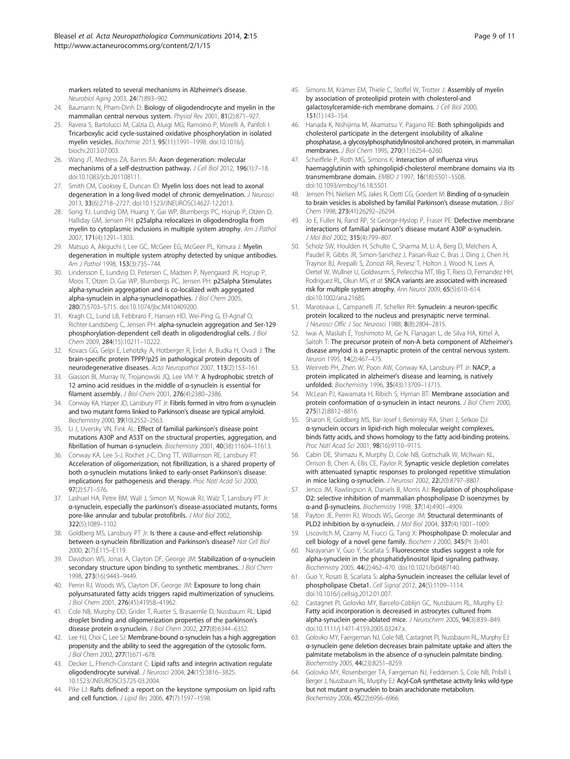markers related to several mechanisms in Alzheimer's disease. *Neurobiol Aging* 2003, **24**(7):893–902.

24. Baumann N, Pham-Dinh D: **Biology of oligodendrocyte and myelin in the mammalian central nervous system.** *Physiol Rev* 2001, **81**(2):871–927.
25. Ravera S, Bartolucci M, Calzia D, Aluigi MG, Ramoino P, Morelli A, Panfoli I: **Tricarboxylic acid cycle-sustained oxidative phosphorylation in isolated myelin vesicles.** *Biochimie* 2013, **95**(11):1991–1998. doi:10.1016/j.biochi.2013.07.003.
26. Wang JT, Medress ZA, Barres BA: **Axon degeneration: molecular mechanisms of a self-destruction pathway.** *J Cell Biol* 2012, **196**(1):7–18. doi:10.1083/jcb.201108111.
27. Smith CM, Cooksey E, Duncan ID: **Myelin loss does not lead to axonal degeneration in a long-lived model of chronic demyelination.** *J Neurosci* 2013, **33**(6):2718–2727. doi:10.1523/JNEUROSCI.4627-12.2013.
28. Song YJ, Lundvig DM, Huang Y, Gai WP, Blumbergs PC, Hojrup P, Otzen D, Halliday GM, Jensen PH: **p25alpha relocalizes in oligodendroglia from myelin to cytoplasmic inclusions in multiple system atrophy.** *Am J Pathol* 2007, **171**(4):1291–1303.
29. Matsuo A, Akiguchi I, Lee GC, McGeer EG, McGeer PL, Kimura J: **Myelin degeneration in multiple system atrophy detected by unique antibodies.** *Am J Pathol* 1998, **153**(3):735–744.
30. Lindersson E, Lundvig D, Petersen C, Madsen P, Nyengaard JR, Hojrup P, Moos T, Otzen D, Gai WP, Blumbergs PC, Jensen PH: **p25alpha Stimulates alpha-synuclein aggregation and is co-localized with aggregated alpha-synuclein in alpha-synucleinopathies.** *J Biol Chem* 2005, **280**(7):5703–5715. doi:10.1074/jbc.M410409200.
31. Kragh CL, Lund LB, Febbraro F, Hansen HD, Wei-Ping G, El-Agnaf O, Richter-Landsberg C, Jensen PH: **alpha-synuclein aggregation and Ser-129 phosphorylation-dependent cell death in oligodendroglial cells.** *J Biol Chem* 2009, **284**(15):10211–10222.
32. Kovacs GG, Gelpi E, Lehotzky A, Hotberger R, Erdei A, Budka H, Ovadi J: **The brain-specific protein TPPP/p25 in pathological protein deposits of neurodegenerative diseases.** *Acta Neuropathol* 2007, **113**(2):153–161.
33. Giasson BI, Murray IV, Trojanowski JQ, Lee VM-Y: **A hydrophobic stretch of 12 amino acid residues in the middle of α-synuclein is essential for filament assembly.** *J Biol Chem* 2001, **276**(4):2380–2386.
34. Conway KA, Harper JD, Lansbury PT Jr: **Fibrils formed in vitro from α-synuclein and two mutant forms linked to Parkinson's disease are typical amyloid.** *Biochemistry* 2000, **39**(10):2552–2563.
35. Li J, Uversky VN, Fink AL: **Effect of familial parkinson's disease point mutations A30P and A53T on the structural properties, aggregation, and fibrillation of human α-synuclein.** *Biochemistry* 2001, **40**(38):11604–11613.
36. Conway KA, Lee S-J, Rochet J-C, Ding TT, Williamson RE, Lansbury PT: **Acceleration of oligomerization, not fibrillization, is a shared property of both α-synuclein mutations linked to early-onset Parkinson's disease: implications for pathogenesis and therapy.** *Proc Natl Acad Sci* 2000, **97**(2):571–576.
37. Lashuel HA, Petre BM, Wall J, Simon M, Nowak RJ, Walz T, Lansbury PT Jr: **α-synuclein, especially the parkinson's disease-associated mutants, forms pore-like annular and tubular protofibrils.** *J Mol Biol* 2002, **322**(5):1089–1102.
38. Goldberg MS, Lansbury PT Jr: **Is there a cause-and-effect relationship between α-synuclein fibrillization and Parkinson's disease?** *Nat Cell Biol* 2000, **2**(7):E115–E119.
39. Davidson WS, Jonas A, Clayton DF, George JM: **Stabilization of α-synuclein secondary structure upon binding to synthetic membranes.** *J Biol Chem* 1998, **273**(16):9443–9449.
40. Perrin RJ, Woods WS, Clayton DF, George JM: **Exposure to long chain polyunsaturated fatty acids triggers rapid multimerization of synucleins.** *J Biol Chem* 2001, **276**(45):41958–41962.
41. Cole NB, Murphy DD, Grider T, Rueter S, Brasaemle D, Nussbaum RL: **Lipid droplet binding and oligomerization properties of the parkinson's disease protein α-synuclein.** *J Biol Chem* 2002, **277**(8):6344–6352.
42. Lee HJ, Choi C, Lee SJ: **Membrane-bound α-synuclein has a high aggregation propensity and the ability to seed the aggregation of the cytosolic form.** *J Biol Chem* 2002, **277**(1):671–678.
43. Decker L, Ffrench-Constant C: **Lipid rafts and integrin activation regulate oligodendrocyte survival.** *J Neurosci* 2004, **24**(15):3816–3825. 10.1523/JNEUROSCI.5725-03.2004.
44. Pike LJ: **Rafts defined: a report on the keystone symposium on lipid rafts and cell function.** *J Lipid Res* 2006, **47**(7):1597–1598.
45. Simons M, Krämer EM, Thiele C, Stoffel W, Trotter J: **Assembly of myelin by association of proteolipid protein with cholesterol-and galactosylceramide-rich membrane domains.** *J Cell Biol* 2000, **151**(1):143–154.
46. Hanada K, Nishijima M, Akamatsu Y, Pagano RE: **Both sphingolipids and cholesterol participate in the detergent insolubility of alkaline phosphatase, a glycosylphosphatidylinositol-anchored protein, in mammalian membranes.** *J Biol Chem* 1995, **270**(11):6254–6260.
47. Scheiffele P, Roth MG, Simons K: **Interaction of influenza virus haemagglutinin with sphingolipid-cholesterol membrane domains via its transmembrane domain.** *EMBO J* 1997, **16**(18):5501–5508. doi:10.1093/emboj/16.18.5501.
48. Jensen PH, Nielsen MS, Jakes R, Dotti CG, Goedert M: **Binding of α-synuclein to brain vesicles is abolished by familial Parkinson's disease mutation.** *J Biol Chem* 1998, **273**(41):26292–26294.
49. Jo E, Fuller N, Rand RP, St George-Hyslop P, Fraser PE: **Defective membrane interactions of familial parkinson's disease mutant A30P α-synuclein.** *J Mol Biol* 2002, **315**(4):799–807.
50. Scholz SW, Houlden H, Schulte C, Sharma M, Li A, Berg D, Melchers A, Paudel R, Gibbs JR, Simon-Sanchez J, Paisan-Ruiz C, Bras J, Ding J, Chen H, Traynor BJ, Arepalli S, Zonozi RR, Revesz T, Holton J, Wood N, Lees A, Oertel W, Wullner U, Goldwurm S, Pellecchia MT, Illig T, Riess O, Fernandez HH, Rodriguez RL, Okun MS, *et al*: **SNCA variants are associated with increased risk for multiple system atrophy.** *Ann Neurol* 2009, **65**(5):610–614. doi:10.1002/ana.21685.
51. Maroteaux L, Campanelli JT, Scheller RH: **Synuclein: a neuron-specific protein localized to the nucleus and presynaptic nerve terminal.** *J Neurosci Offic J Soc Neurosci* 1988, **8**(8):2804–2815.
52. Iwai A, Masliah E, Yoshimoto M, Ge N, Flanagan L, de Silva HA, Kittel A, Saitoh T: **The precursor protein of non-A beta component of Alzheimer's disease amyloid is a presynaptic protein of the central nervous system.** *Neuron* 1995, **14**(2):467–475.
53. Weinreb PH, Zhen W, Poon AW, Conway KA, Lansbury PT Jr: **NACP, a protein implicated in alzheimer's disease and learning, is natively unfolded.** *Biochemistry* 1996, **35**(43):13709–13715.
54. McLean PJ, Kawamata H, Ribich S, Hyman BT: **Membrane association and protein conformation of α-synuclein in intact neurons.** *J Biol Chem* 2000, **275**(12):8812–8816.
55. Sharon R, Goldberg MS, Bar-Josef I, Betensky RA, Shen J, Selkoe DJ: **α-synuclein occurs in lipid-rich high molecular weight complexes, binds fatty acids, and shows homology to the fatty acid-binding proteins.** *Proc Natl Acad Sci* 2001, **98**(16):9110–9115.
56. Cabin DE, Shimazu K, Murphy D, Cole NB, Gottschalk W, McIlwain KL, Orrison B, Chen A, Ellis CE, Paylor R: **Synaptic vesicle depletion correlates with attenuated synaptic responses to prolonged repetitive stimulation in mice lacking α-synuclein.** *J Neurosci* 2002, **22**(20):8797–8807.
57. Jenco JM, Rawlingson A, Daniels B, Morris AJ: **Regulation of phospholipase D2: selective inhibition of mammalian phospholipase D isoenzymes by α-and β-synucleins.** *Biochemistry* 1998, **37**(14):4901–4909.
58. Payton JE, Perrin RJ, Woods WS, George JM: **Structural determinants of PLD2 inhibition by α-synuclein.** *J Mol Biol* 2004, **337**(4):1001–1009.
59. Liscovitch M, Czarny M, Fiucci G, Tang X: **Phospholipase D: molecular and cell biology of a novel gene family.** *Biochem J* 2000, **345**(Pt 3):401.
60. Narayanan V, Guo Y, Scarlata S: **Fluorescence studies suggest a role for alpha-synuclein in the phosphatidylinositol lipid signaling pathway.** *Biochemistry* 2005, **44**(2):462–470. doi:10.1021/bi0487140.
61. Guo Y, Rosati B, Scarlata S: **alpha-Synuclein increases the cellular level of phospholipase Cbeta1.** *Cell Signal* 2012, **24**(5):1109–1114. doi:10.1016/j.cellsig.2012.01.007.
62. Castagnet PI, Golovko MY, Barcelo-Coblijn GC, Nussbaum RL, Murphy EJ: **Fatty acid incorporation is decreased in astrocytes cultured from alpha-synuclein gene-ablated mice.** *J Neurochem* 2005, **94**(3):839–849. doi:10.1111/j.1471-4159.2005.03247.x.
63. Golovko MY, Faergeman NJ, Cole NB, Castagnet PI, Nussbaum RL, Murphy EJ: **α-synuclein gene deletion decreases brain palmitate uptake and alters the palmitate metabolism in the absence of α-synuclein palmitate binding.** *Biochemistry* 2005, **44**(23):8251–8259.
64. Golovko MY, Rosenberger TA, Færgeman NJ, Feddersen S, Cole NB, Pribill I, Berger J, Nussbaum RL, Murphy EJ: **Acyl-CoA synthetase activity links wild-type but not mutant α-synuclein to brain arachidonate metabolism.** *Biochemistry* 2006, **45**(22):6956–6966.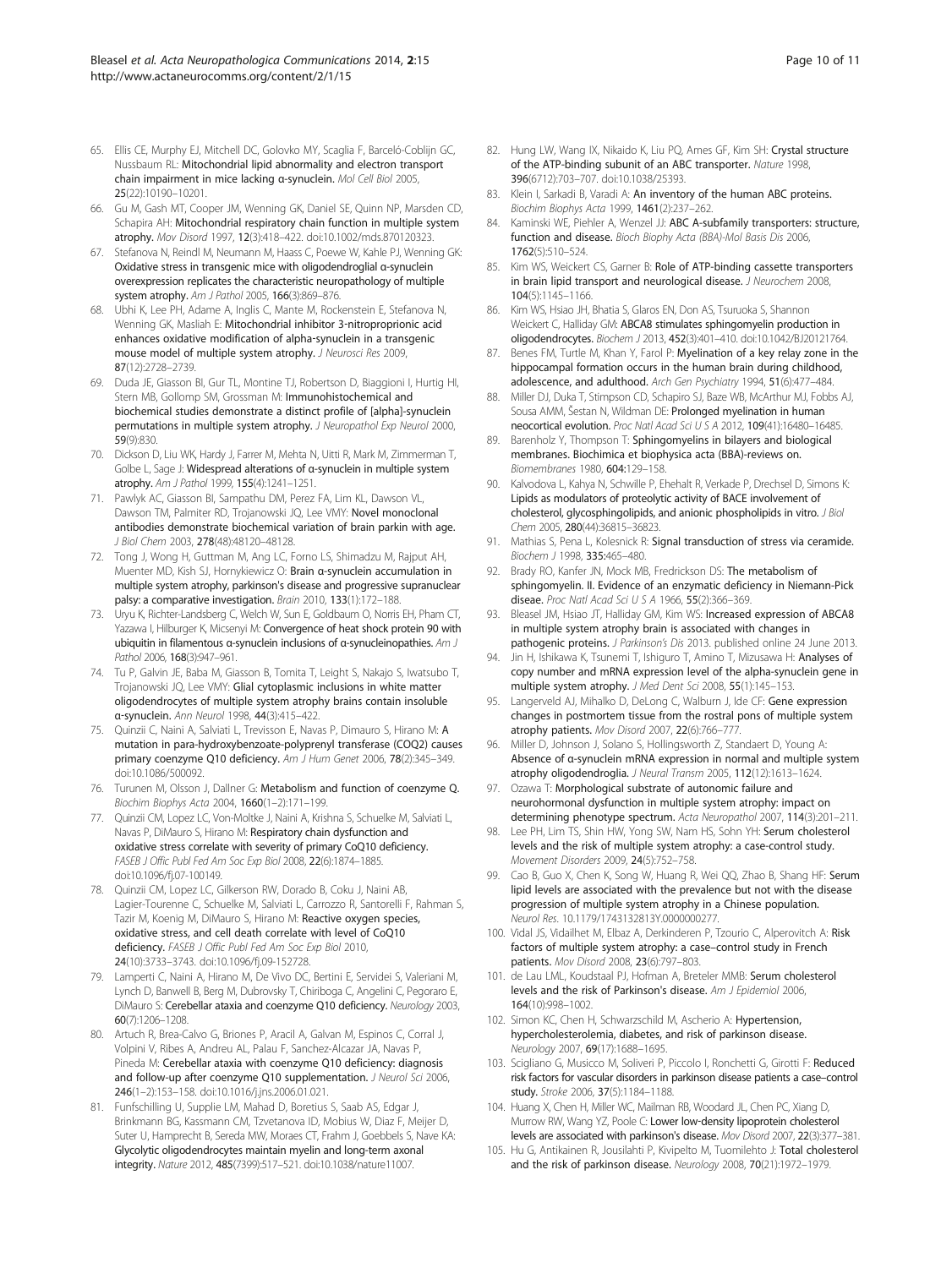65. Ellis CE, Murphy EJ, Mitchell DC, Golovko MY, Scaglia F, Barceló-Coblijn GC, Nussbaum RL: **Mitochondrial lipid abnormality and electron transport chain impairment in mice lacking α-synuclein.** *Mol Cell Biol* 2005, **25**(22):10190–10201.
66. Gu M, Gash MT, Cooper JM, Wenning GK, Daniel SE, Quinn NP, Marsden CD, Schapira AH: **Mitochondrial respiratory chain function in multiple system atrophy.** *Mov Disord* 1997, **12**(3):418–422. doi:10.1002/mds.870120323.
67. Stefanova N, Reindl M, Neumann M, Haass C, Poewe W, Kahle PJ, Wenning GK: **Oxidative stress in transgenic mice with oligodendroglial α-synuclein overexpression replicates the characteristic neuropathology of multiple system atrophy.** *Am J Pathol* 2005, **166**(3):869–876.
68. Ubhi K, Lee PH, Adame A, Inglis C, Mante M, Rockenstein E, Stefanova N, Wenning GK, Masliah E: **Mitochondrial inhibitor 3-nitroproprionic acid enhances oxidative modification of alpha-synuclein in a transgenic mouse model of multiple system atrophy.** *J Neurosci Res* 2009, **87**(12):2728–2739.
69. Duda JE, Giasson BI, Gur TL, Montine TJ, Robertson D, Biaggioni I, Hurtig HI, Stern MB, Gollomp SM, Grossman M: **Immunohistochemical and biochemical studies demonstrate a distinct profile of [alpha]-synuclein permutations in multiple system atrophy.** *J Neuropathol Exp Neurol* 2000, **59**(9):830.
70. Dickson D, Liu WK, Hardy J, Farrer M, Mehta N, Uitti R, Mark M, Zimmerman T, Golbe L, Sage J: **Widespread alterations of α-synuclein in multiple system atrophy.** *Am J Pathol* 1999, **155**(4):1241–1251.
71. Pawlyk AC, Giasson BI, Sampathu DM, Perez FA, Lim KL, Dawson VL, Dawson TM, Palmiter RD, Trojanowski JQ, Lee VMY: **Novel monoclonal antibodies demonstrate biochemical variation of brain parkin with age.** *J Biol Chem* 2003, **278**(48):48120–48128.
72. Tong J, Wong H, Guttman M, Ang LC, Forno LS, Shimadzu M, Rajput AH, Muenter MD, Kish SJ, Hornykiewicz O: **Brain α-synuclein accumulation in multiple system atrophy, parkinson's disease and progressive supranuclear palsy: a comparative investigation.** *Brain* 2010, **133**(1):172–188.
73. Uryu K, Richter-Landsberg C, Welch W, Sun E, Goldbaum O, Norris EH, Pham CT, Yazawa I, Hilburger K, Micsenyi M: **Convergence of heat shock protein 90 with ubiquitin in filamentous α-synuclein inclusions of α-synucleinopathies.** *Am J Pathol* 2006, **168**(3):947–961.
74. Tu P, Galvin JE, Baba M, Giasson B, Tomita T, Leight S, Nakajo S, Iwatsubo T, Trojanowski JQ, Lee VMY: **Glial cytoplasmic inclusions in white matter oligodendrocytes of multiple system atrophy brains contain insoluble α-synuclein.** *Ann Neurol* 1998, **44**(3):415–422.
75. Quinzii C, Naini A, Salviati L, Trevisson E, Navas P, Dimauro S, Hirano M: **A mutation in para-hydroxybenzoate-polyprenyl transferase (COQ2) causes primary coenzyme Q10 deficiency.** *Am J Hum Genet* 2006, **78**(2):345–349. doi:10.1086/500092.
76. Turunen M, Olsson J, Dallner G: **Metabolism and function of coenzyme Q.** *Biochim Biophys Acta* 2004, **1660**(1–2):171–199.
77. Quinzii CM, Lopez LC, Von-Moltke J, Naini A, Krishna S, Schuelke M, Salviati L, Navas P, DiMauro S, Hirano M: **Respiratory chain dysfunction and oxidative stress correlate with severity of primary CoQ10 deficiency.** *FASEB J Offic Publ Fed Am Soc Exp Biol* 2008, **22**(6):1874–1885. doi:10.1096/fj.07-100149.
78. Quinzii CM, Lopez LC, Gilkerson RW, Dorado B, Coku J, Naini AB, Lagier-Tourenne C, Schuelke M, Salviati L, Carrozzo R, Santorelli F, Rahman S, Tazir M, Koenig M, DiMauro S, Hirano M: **Reactive oxygen species, oxidative stress, and cell death correlate with level of CoQ10 deficiency.** *FASEB J Offic Publ Fed Am Soc Exp Biol* 2010, **24**(10):3733–3743. doi:10.1096/fj.09-152728.
79. Lamperti C, Naini A, Hirano M, De Vivo DC, Bertini E, Servidei S, Valeriani M, Lynch D, Banwell B, Berg M, Dubrovsky T, Chiriboga C, Angelini C, Pegoraro E, DiMauro S: **Cerebellar ataxia and coenzyme Q10 deficiency.** *Neurology* 2003, **60**(7):1206–1208.
80. Artuch R, Brea-Calvo G, Briones P, Aracil A, Galvan M, Espinos C, Corral J, Volpini V, Ribes A, Andreu AL, Palau F, Sanchez-Alcazar JA, Navas P, Pineda M: **Cerebellar ataxia with coenzyme Q10 deficiency: diagnosis and follow-up after coenzyme Q10 supplementation.** *J Neurol Sci* 2006, **246**(1–2):153–158. doi:10.1016/j.jns.2006.01.021.
81. Funfschilling U, Supplie LM, Mahad D, Boretius S, Saab AS, Edgar J, Brinkmann BG, Kassmann CM, Tzvetanova ID, Mobius W, Diaz F, Meijer D, Suter U, Hamprecht B, Sereda MW, Moraes CT, Frahm J, Goebbels S, Nave KA: **Glycolytic oligodendrocytes maintain myelin and long-term axonal integrity.** *Nature* 2012, **485**(7399):517–521. doi:10.1038/nature11007.
82. Hung LW, Wang IX, Nikaido K, Liu PQ, Ames GF, Kim SH: **Crystal structure of the ATP-binding subunit of an ABC transporter.** *Nature* 1998, **396**(6712):703–707. doi:10.1038/25393.
83. Klein I, Sarkadi B, Varadi A: **An inventory of the human ABC proteins.** *Biochim Biophys Acta* 1999, **1461**(2):237–262.
84. Kaminski WE, Piehler A, Wenzel JJ: **ABC A-subfamily transporters: structure, function and disease.** *Bioch Biophy Acta (BBA)-Mol Basis Dis* 2006, **1762**(5):510–524.
85. Kim WS, Weickert CS, Garner B: **Role of ATP-binding cassette transporters in brain lipid transport and neurological disease.** *J Neurochem* 2008, **104**(5):1145–1166.
86. Kim WS, Hsiao JH, Bhatia S, Glaros EN, Don AS, Tsuruoka S, Shannon Weickert C, Halliday GM: **ABCA8 stimulates sphingomyelin production in oligodendrocytes.** *Biochem J* 2013, **452**(3):401–410. doi:10.1042/BJ20121764.
87. Benes FM, Turtle M, Khan Y, Farol P: **Myelination of a key relay zone in the hippocampal formation occurs in the human brain during childhood, adolescence, and adulthood.** *Arch Gen Psychiatry* 1994, **51**(6):477–484.
88. Miller DJ, Duka T, Stimpson CD, Schapiro SJ, Baze WB, McArthur MJ, Fobbs AJ, Sousa AMM, Šestan N, Wildman DE: **Prolonged myelination in human neocortical evolution.** *Proc Natl Acad Sci U S A* 2012, **109**(41):16480–16485.
89. Barenholz Y, Thompson T: **Sphingomyelins in bilayers and biological membranes. Biochimica et biophysica acta (BBA)-reviews on.** *Biomembranes* 1980, **604**:129–158.
90. Kalvodova L, Kahya N, Schwille P, Ehehalt R, Verkade P, Drechsel D, Simons K: **Lipids as modulators of proteolytic activity of BACE involvement of cholesterol, glycosphingolipids, and anionic phospholipids in vitro.** *J Biol Chem* 2005, **280**(44):36815–36823.
91. Mathias S, Pena L, Kolesnick R: **Signal transduction of stress via ceramide.** *Biochem J* 1998, **335**:465–480.
92. Brady RO, Kanfer JN, Mock MB, Fredrickson DS: **The metabolism of sphingomyelin. II. Evidence of an enzymatic deficiency in Niemann-Pick disease.** *Proc Natl Acad Sci U S A* 1966, **55**(2):366–369.
93. Bleasel JM, Hsiao JT, Halliday GM, Kim WS: **Increased expression of ABCA8 in multiple system atrophy brain is associated with changes in pathogenic proteins.** *J Parkinson's Dis* 2013. published online 24 June 2013.
94. Jin H, Ishikawa K, Tsunemi T, Ishiguro T, Amino T, Mizusawa H: **Analyses of copy number and mRNA expression level of the alpha-synuclein gene in multiple system atrophy.** *J Med Dent Sci* 2008, **55**(1):145–153.
95. Langerveld AJ, Mihalko D, DeLong C, Walburn J, Ide CF: **Gene expression changes in postmortem tissue from the rostral pons of multiple system atrophy patients.** *Mov Disord* 2007, **22**(6):766–777.
96. Miller D, Johnson J, Solano S, Hollingsworth Z, Standaert D, Young A: **Absence of α-synuclein mRNA expression in normal and multiple system atrophy oligodendroglia.** *J Neural Transm* 2005, **112**(12):1613–1624.
97. Ozawa T: **Morphological substrate of autonomic failure and neurohormonal dysfunction in multiple system atrophy: impact on determining phenotype spectrum.** *Acta Neuropathol* 2007, **114**(3):201–211.
98. Lee PH, Lim TS, Shin HW, Yong SW, Nam HS, Sohn YH: **Serum cholesterol levels and the risk of multiple system atrophy: a case-control study.** *Movement Disorders* 2009, **24**(5):752–758.
99. Cao B, Guo X, Chen K, Song W, Huang R, Wei QQ, Zhao B, Shang HF: **Serum lipid levels are associated with the prevalence but not with the disease progression of multiple system atrophy in a Chinese population.** *Neurol Res*. 10.1179/1743132813Y.0000000277.
100. Vidal JS, Vidailhet M, Elbaz A, Derkinderen P, Tzourio C, Alperovitch A: **Risk factors of multiple system atrophy: a case–control study in French patients.** *Mov Disord* 2008, **23**(6):797–803.
101. de Lau LML, Koudstaal PJ, Hofman A, Breteler MMB: **Serum cholesterol levels and the risk of Parkinson's disease.** *Am J Epidemiol* 2006, **164**(10):998–1002.
102. Simon KC, Chen H, Schwarzschild M, Ascherio A: **Hypertension, hypercholesterolemia, diabetes, and risk of parkinson disease.** *Neurology* 2007, **69**(17):1688–1695.
103. Scigliano G, Musicco M, Soliveri P, Piccolo I, Ronchetti G, Girotti F: **Reduced risk factors for vascular disorders in parkinson disease patients a case–control study.** *Stroke* 2006, **37**(5):1184–1188.
104. Huang X, Chen H, Miller WC, Mailman RB, Woodard JL, Chen PC, Xiang D, Murrow RW, Wang YZ, Poole C: **Lower low-density lipoprotein cholesterol levels are associated with parkinson's disease.** *Mov Disord* 2007, **22**(3):377–381.
105. Hu G, Antikainen R, Jousilahti P, Kivipelto M, Tuomilehto J: **Total cholesterol and the risk of parkinson disease.** *Neurology* 2008, **70**(21):1972–1979.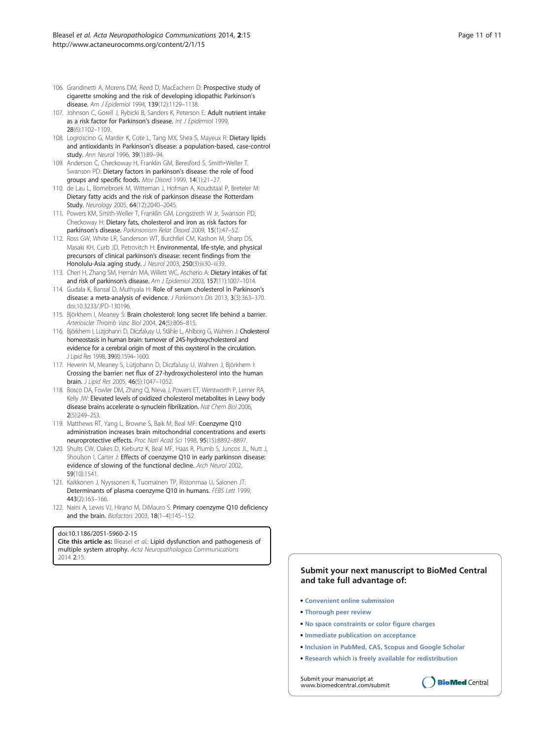106. Grandinetti A, Morens DM, Reed D, MacEachern D: **Prospective study of cigarette smoking and the risk of developing idiopathic Parkinson's disease.** *Am J Epidemiol* 1994, **139**(12):1129–1138.
107. Johnson C, Gorell J, Rybicki B, Sanders K, Peterson E: **Adult nutrient intake as a risk factor for Parkinson's disease.** *Int J Epidemiol* 1999, **28**(6):1102–1109.
108. Logroscino G, Marder K, Cote L, Tang MX, Shea S, Mayeux R: **Dietary lipids and antioxidants in Parkinson's disease: a population-based, case-control study.** *Ann Neurol* 1996, **39**(1):89–94.
109. Anderson C, Checkoway H, Franklin GM, Beresford S, Smith-Weller T, Swanson PD: **Dietary factors in parkinson's disease: the role of food groups and specific foods.** *Mov Disord* 1999, **14**(1):21–27.
110. de Lau L, Bornebroek M, Witteman J, Hofman A, Koudstaal P, Breteler M: **Dietary fatty acids and the risk of parkinson disease the Rotterdam Study.** *Neurology* 2005, **64**(12):2040–2045.
111. Powers KM, Smith-Weller T, Franklin GM, Longstreth W Jr, Swanson PD, Checkoway H: **Dietary fats, cholesterol and iron as risk factors for parkinson's disease.** *Parkinsonism Relat Disord* 2009, **15**(1):47–52.
112. Ross GW, White LR, Sanderson WT, Burchfiel CM, Kashon M, Sharp DS, Masaki KH, Curb JD, Petrovitch H: **Environmental, life-style, and physical precursors of clinical parkinson's disease: recent findings from the Honolulu-Asia aging study.** *J Neurol* 2003, **250**(3):iii30–iii39.
113. Chen H, Zhang SM, Hernán MA, Willett WC, Ascherio A: **Dietary intakes of fat and risk of parkinson's disease.** *Am J Epidemiol* 2003, **157**(11):1007–1014.
114. Gudala K, Bansal D, Muthyala H: **Role of serum cholesterol in Parkinson's disease: a meta-analysis of evidence.** *J Parkinson's Dis* 2013, **3**(3):363–370. doi:10.3233/JPD-130196.
115. Björkhem I, Meaney S: **Brain cholesterol: long secret life behind a barrier.** *Arterioscler Thromb Vasc Biol* 2004, **24**(5):806–815.
116. Björkhem I, Lütjohann D, Diczfalusy U, Ståhle L, Ahlborg G, Wahren J: **Cholesterol homeostasis in human brain: turnover of 24S-hydroxycholesterol and evidence for a cerebral origin of most of this oxysterol in the circulation.** *J Lipid Res* 1998, **39**(8):1594–1600.
117. Heverin M, Meaney S, Lütjohann D, Diczfalusy U, Wahren J, Björkhem I: **Crossing the barrier: net flux of 27-hydroxycholesterol into the human brain.** *J Lipid Res* 2005, **46**(5):1047–1052.
118. Bosco DA, Fowler DM, Zhang Q, Nieva J, Powers ET, Wentworth P, Lerner RA, Kelly JW: **Elevated levels of oxidized cholesterol metabolites in Lewy body disease brains accelerate α-synuclein fibrilization.** *Nat Chem Biol* 2006, **2**(5):249–253.
119. Matthews RT, Yang L, Browne S, Baik M, Beal MF: **Coenzyme Q10 administration increases brain mitochondrial concentrations and exerts neuroprotective effects.** *Proc Natl Acad Sci* 1998, **95**(15):8892–8897.
120. Shults CW, Oakes D, Kieburtz K, Beal MF, Haas R, Plumb S, Juncos JL, Nutt J, Shoulson I, Carter J: **Effects of coenzyme Q10 in early parkinson disease: evidence of slowing of the functional decline.** *Arch Neurol* 2002, **59**(10):1541.
121. Kaikkonen J, Nyyssonen K, Tuomainen TP, Ristonmaa U, Salonen JT: **Determinants of plasma coenzyme Q10 in humans.** *FEBS Lett* 1999, **443**(2):163–166.
122. Naini A, Lewis VJ, Hirano M, DiMauro S: **Primary coenzyme Q10 deficiency and the brain.** *Biofactors* 2003, **18**(1–4):145–152.

doi:10.1186/2051-5960-2-15
**Cite this article as:** Bleasel *et al.*: Lipid dysfunction and pathogenesis of multiple system atrophy. *Acta Neuropathologica Communications* 2014 **2**:15.

**Submit your next manuscript to BioMed Central and take full advantage of:**

- Convenient online submission
- Thorough peer review
- No space constraints or color figure charges
- Immediate publication on acceptance
- Inclusion in PubMed, CAS, Scopus and Google Scholar
- Research which is freely available for redistribution

Submit your manuscript at www.biomedcentral.com/submit

BioMed Central